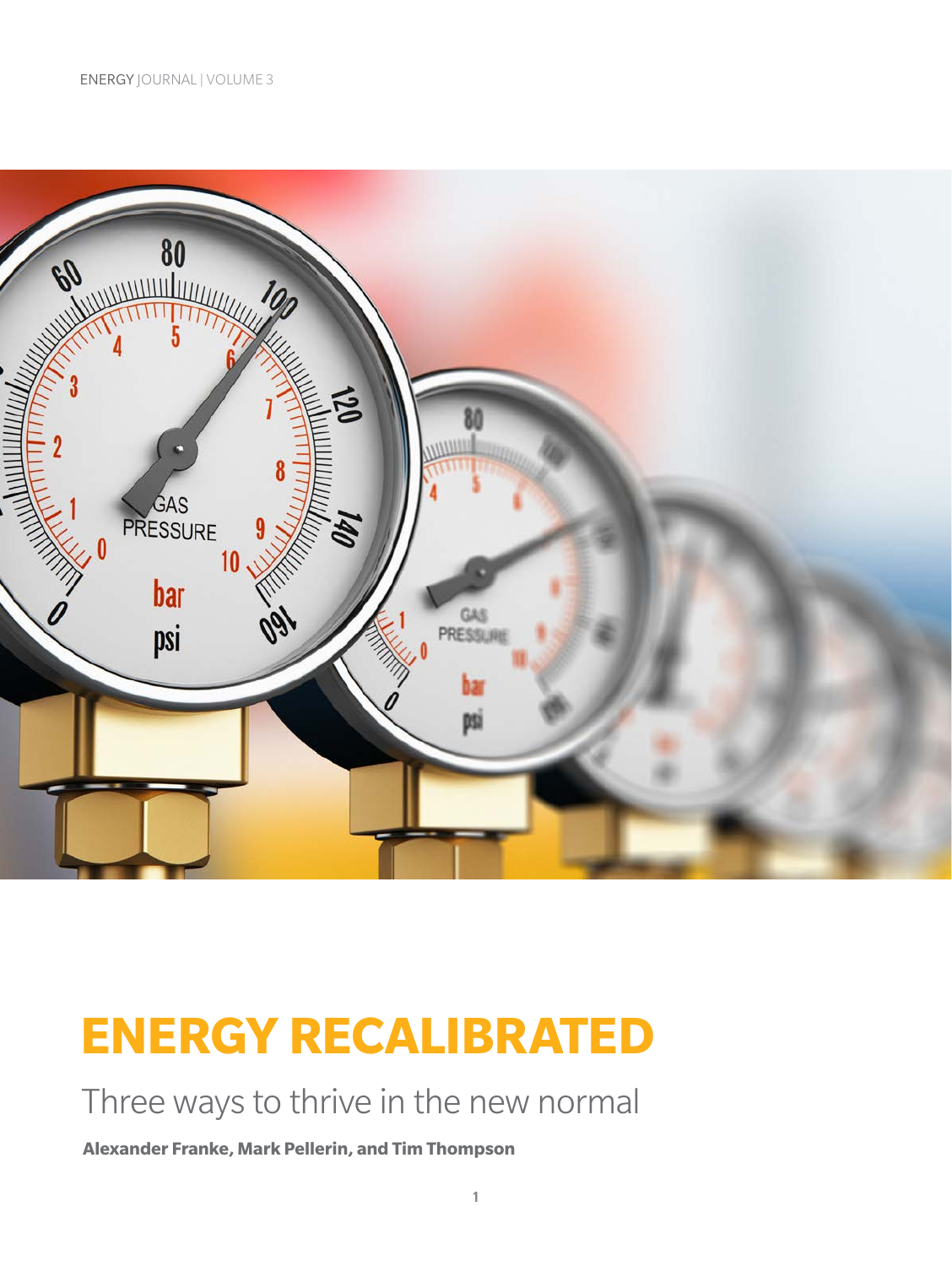# ENERGY RECALIBRATED

## Three ways to thrive in the new normal

**Alexander Franke, Mark Pellerin, and Tim Thompson**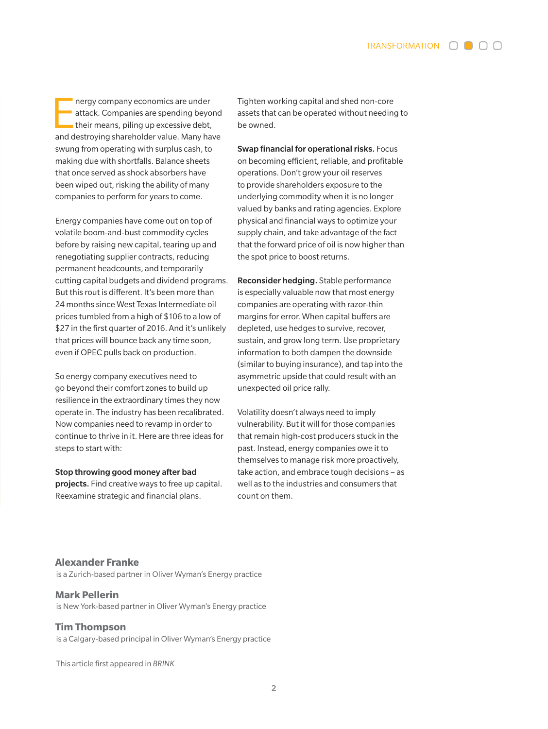Energy company economics are under attack. Companies are spending beyond their means, piling up excessive debt, and destroying shareholder value. Many have swung from operating with surplus cash, to making due with shortfalls. Balance sheets that once served as shock absorbers have been wiped out, risking the ability of many companies to perform for years to come.

Energy companies have come out on top of volatile boom-and-bust commodity cycles before by raising new capital, tearing up and renegotiating supplier contracts, reducing permanent headcounts, and temporarily cutting capital budgets and dividend programs. But this rout is different. It's been more than 24 months since West Texas Intermediate oil prices tumbled from a high of $106 to a low of $27 in the first quarter of 2016. And it's unlikely that prices will bounce back any time soon, even if OPEC pulls back on production.

So energy company executives need to go beyond their comfort zones to build up resilience in the extraordinary times they now operate in. The industry has been recalibrated. Now companies need to revamp in order to continue to thrive in it. Here are three ideas for steps to start with:

**Stop throwing good money after bad projects.** Find creative ways to free up capital. Reexamine strategic and financial plans. Tighten working capital and shed non-core assets that can be operated without needing to be owned.

**Swap financial for operational risks.** Focus on becoming efficient, reliable, and profitable operations. Don't grow your oil reserves to provide shareholders exposure to the underlying commodity when it is no longer valued by banks and rating agencies. Explore physical and financial ways to optimize your supply chain, and take advantage of the fact that the forward price of oil is now higher than the spot price to boost returns.

**Reconsider hedging.** Stable performance is especially valuable now that most energy companies are operating with razor-thin margins for error. When capital buffers are depleted, use hedges to survive, recover, sustain, and grow long term. Use proprietary information to both dampen the downside (similar to buying insurance), and tap into the asymmetric upside that could result with an unexpected oil price rally.

Volatility doesn't always need to imply vulnerability. But it will for those companies that remain high-cost producers stuck in the past. Instead, energy companies owe it to themselves to manage risk more proactively, take action, and embrace tough decisions – as well as to the industries and consumers that count on them.

**Alexander Franke**
is a Zurich-based partner in Oliver Wyman's Energy practice

**Mark Pellerin**
is New York-based partner in Oliver Wyman's Energy practice

**Tim Thompson**
is a Calgary-based principal in Oliver Wyman's Energy practice

This article first appeared in *BRINK*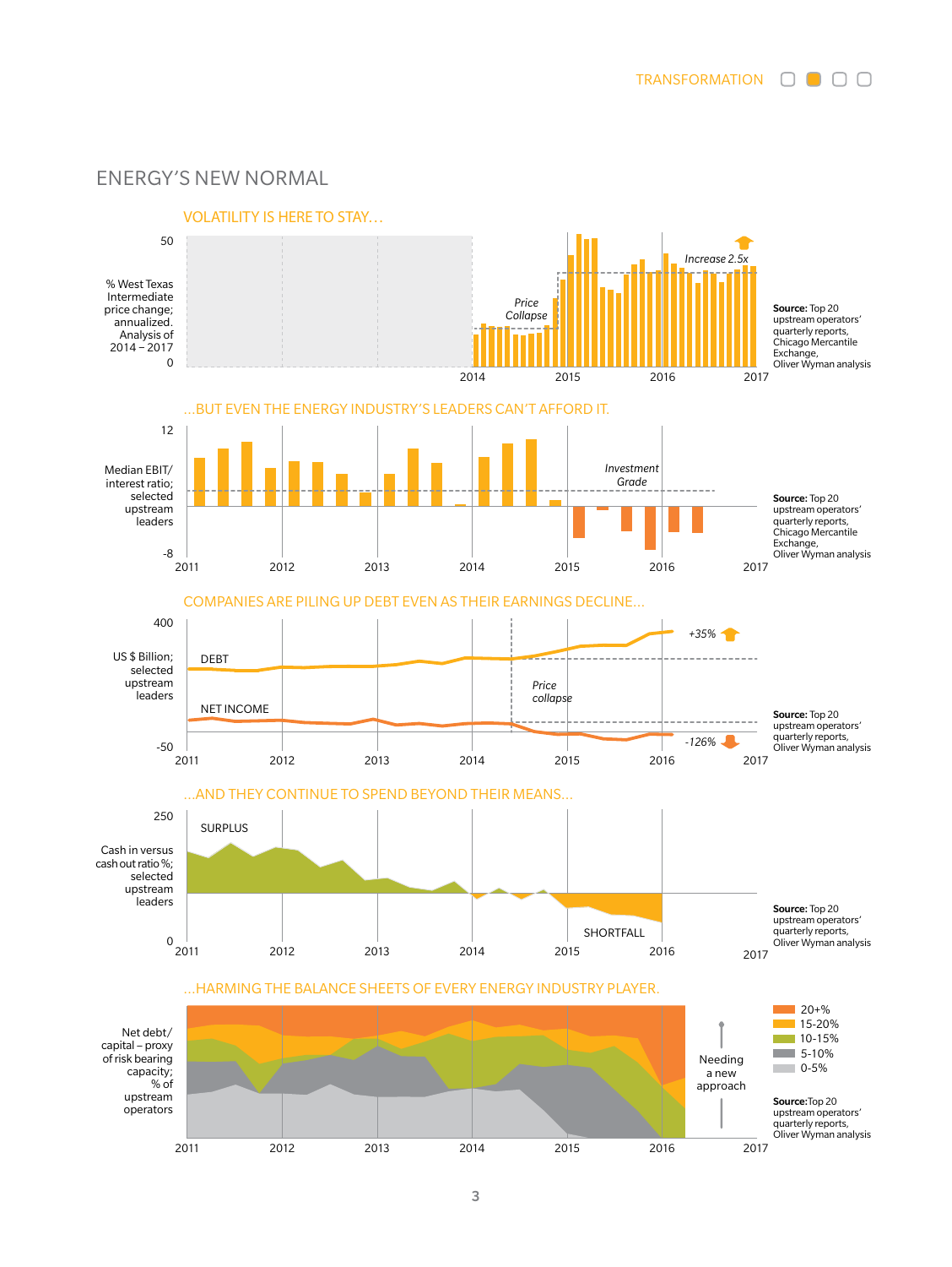## ENERGY'S NEW NORMAL

### VOLATILITY IS HERE TO STAY…

50

% West Texas Intermediate price change; annualized. Analysis of 2014 – 2017

0

2014 2015 2016 2017

Price Collapse

Increase 2.5x

**Source:** Top 20 upstream operators' quarterly reports, Chicago Mercantile Exchange, Oliver Wyman analysis

### …BUT EVEN THE ENERGY INDUSTRY'S LEADERS CAN'T AFFORD IT.

12

Median EBIT/ interest ratio; selected upstream leaders

-8

2011 2012 2013 2014 2015 2016 2017

Investment Grade

**Source:** Top 20 upstream operators' quarterly reports, Chicago Mercantile Exchange, Oliver Wyman analysis

### COMPANIES ARE PILING UP DEBT EVEN AS THEIR EARNINGS DECLINE…

400

US $ Billion; selected upstream leaders

-50

DEBT

NET INCOME

Price collapse

+35%

-126%

2011 2012 2013 2014 2015 2016 2017

**Source:** Top 20 upstream operators' quarterly reports, Oliver Wyman analysis

### …AND THEY CONTINUE TO SPEND BEYOND THEIR MEANS…

250

Cash in versus cash out ratio %; selected upstream leaders

0

SURPLUS

SHORTFALL

2011 2012 2013 2014 2015 2016 2017

**Source:** Top 20 upstream operators' quarterly reports, Oliver Wyman analysis

### …HARMING THE BALANCE SHEETS OF EVERY ENERGY INDUSTRY PLAYER.

Net debt/ capital – proxy of risk bearing capacity; % of upstream operators

2011 2012 2013 2014 2015 2016 2017

Needing a new approach

20+%
15-20%
10-15%
5-10%
0-5%

**Source:** Top 20 upstream operators' quarterly reports, Oliver Wyman analysis